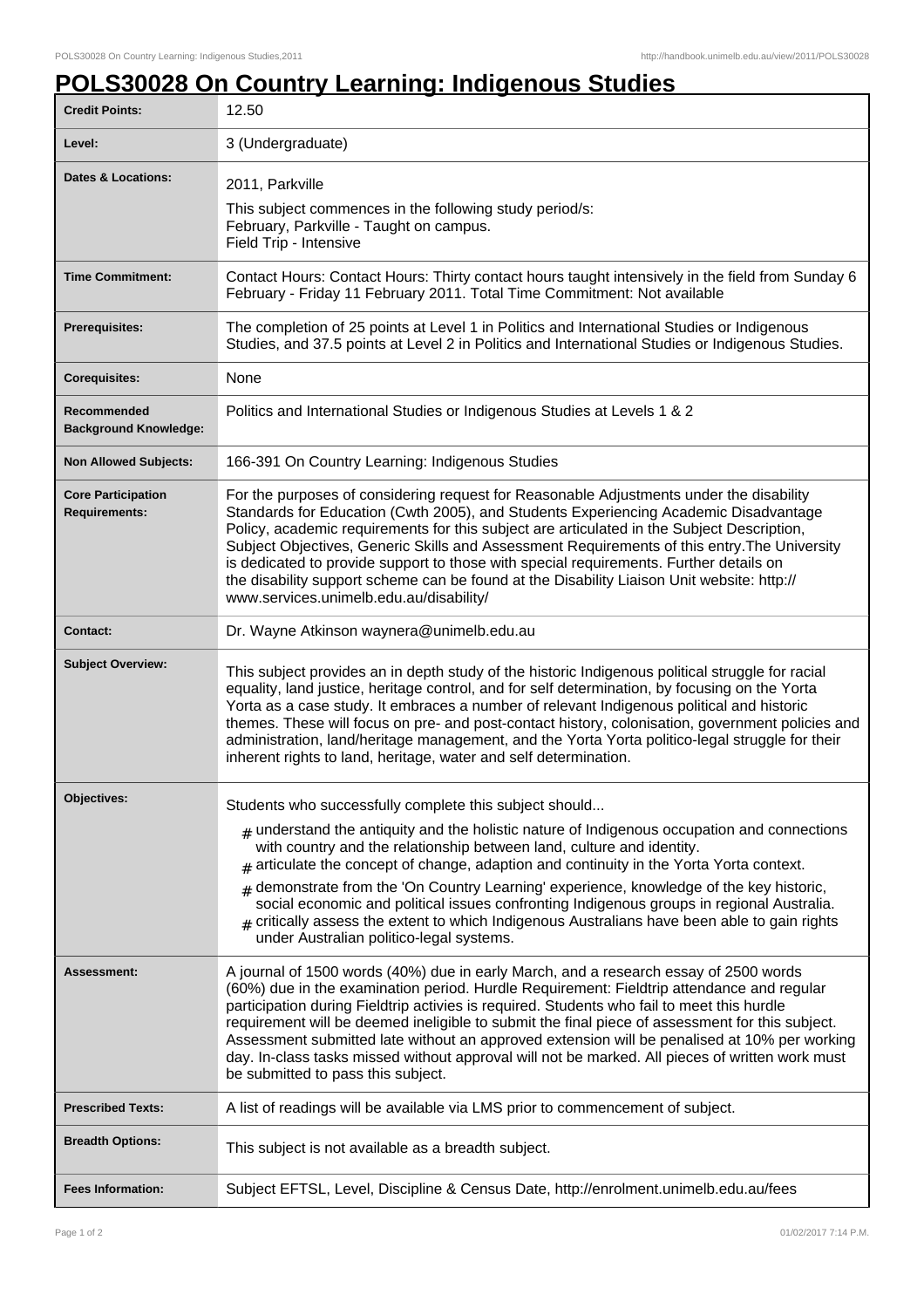# POLS30028 On Country Learning: Indigenous Studies

| | |
|---|---|
| **Credit Points:** | 12.50 |
| **Level:** | 3 (Undergraduate) |
| **Dates & Locations:** | 2011, Parkville<br>This subject commences in the following study period/s:<br>February, Parkville - Taught on campus.<br>Field Trip - Intensive |
| **Time Commitment:** | Contact Hours: Contact Hours: Thirty contact hours taught intensively in the field from Sunday 6 February - Friday 11 February 2011. Total Time Commitment: Not available |
| **Prerequisites:** | The completion of 25 points at Level 1 in Politics and International Studies or Indigenous Studies, and 37.5 points at Level 2 in Politics and International Studies or Indigenous Studies. |
| **Corequisites:** | None |
| **Recommended Background Knowledge:** | Politics and International Studies or Indigenous Studies at Levels 1 & 2 |
| **Non Allowed Subjects:** | 166-391 On Country Learning: Indigenous Studies |
| **Core Participation Requirements:** | For the purposes of considering request for Reasonable Adjustments under the disability Standards for Education (Cwth 2005), and Students Experiencing Academic Disadvantage Policy, academic requirements for this subject are articulated in the Subject Description, Subject Objectives, Generic Skills and Assessment Requirements of this entry.The University is dedicated to provide support to those with special requirements. Further details on the disability support scheme can be found at the Disability Liaison Unit website: http://www.services.unimelb.edu.au/disability/ |
| **Contact:** | Dr. Wayne Atkinson waynera@unimelb.edu.au |
| **Subject Overview:** | This subject provides an in depth study of the historic Indigenous political struggle for racial equality, land justice, heritage control, and for self determination, by focusing on the Yorta Yorta as a case study. It embraces a number of relevant Indigenous political and historic themes. These will focus on pre- and post-contact history, colonisation, government policies and administration, land/heritage management, and the Yorta Yorta politico-legal struggle for their inherent rights to land, heritage, water and self determination. |
| **Objectives:** | Students who successfully complete this subject should...<br># understand the antiquity and the holistic nature of Indigenous occupation and connections with country and the relationship between land, culture and identity.<br># articulate the concept of change, adaption and continuity in the Yorta Yorta context.<br># demonstrate from the 'On Country Learning' experience, knowledge of the key historic, social economic and political issues confronting Indigenous groups in regional Australia.<br># critically assess the extent to which Indigenous Australians have been able to gain rights under Australian politico-legal systems. |
| **Assessment:** | A journal of 1500 words (40%) due in early March, and a research essay of 2500 words (60%) due in the examination period. Hurdle Requirement: Fieldtrip attendance and regular participation during Fieldtrip activies is required. Students who fail to meet this hurdle requirement will be deemed ineligible to submit the final piece of assessment for this subject. Assessment submitted late without an approved extension will be penalised at 10% per working day. In-class tasks missed without approval will not be marked. All pieces of written work must be submitted to pass this subject. |
| **Prescribed Texts:** | A list of readings will be available via LMS prior to commencement of subject. |
| **Breadth Options:** | This subject is not available as a breadth subject. |
| **Fees Information:** | Subject EFTSL, Level, Discipline & Census Date, http://enrolment.unimelb.edu.au/fees |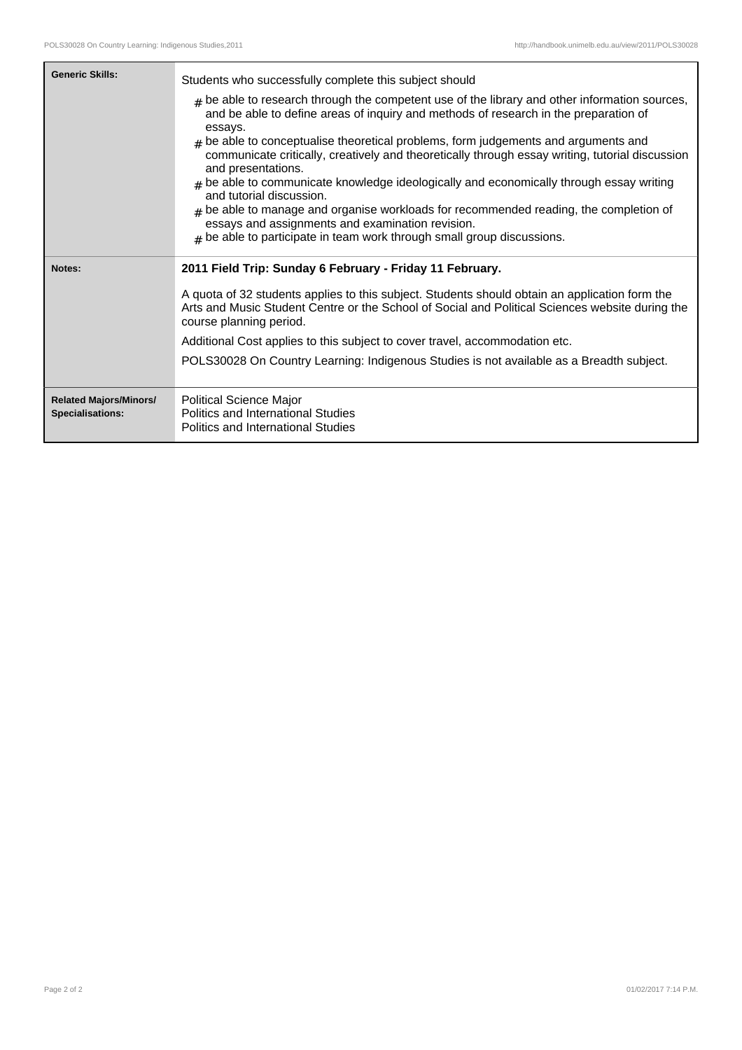| | |
|---|---|
| **Generic Skills:** | Students who successfully complete this subject should<br># be able to research through the competent use of the library and other information sources, and be able to define areas of inquiry and methods of research in the preparation of essays.<br># be able to conceptualise theoretical problems, form judgements and arguments and communicate critically, creatively and theoretically through essay writing, tutorial discussion and presentations.<br># be able to communicate knowledge ideologically and economically through essay writing and tutorial discussion.<br># be able to manage and organise workloads for recommended reading, the completion of essays and assignments and examination revision.<br># be able to participate in team work through small group discussions. |
| **Notes:** | **2011 Field Trip: Sunday 6 February - Friday 11 February.**<br>A quota of 32 students applies to this subject. Students should obtain an application form the Arts and Music Student Centre or the School of Social and Political Sciences website during the course planning period.<br>Additional Cost applies to this subject to cover travel, accommodation etc.<br>POLS30028 On Country Learning: Indigenous Studies is not available as a Breadth subject. |
| **Related Majors/Minors/ Specialisations:** | Political Science Major<br>Politics and International Studies<br>Politics and International Studies |